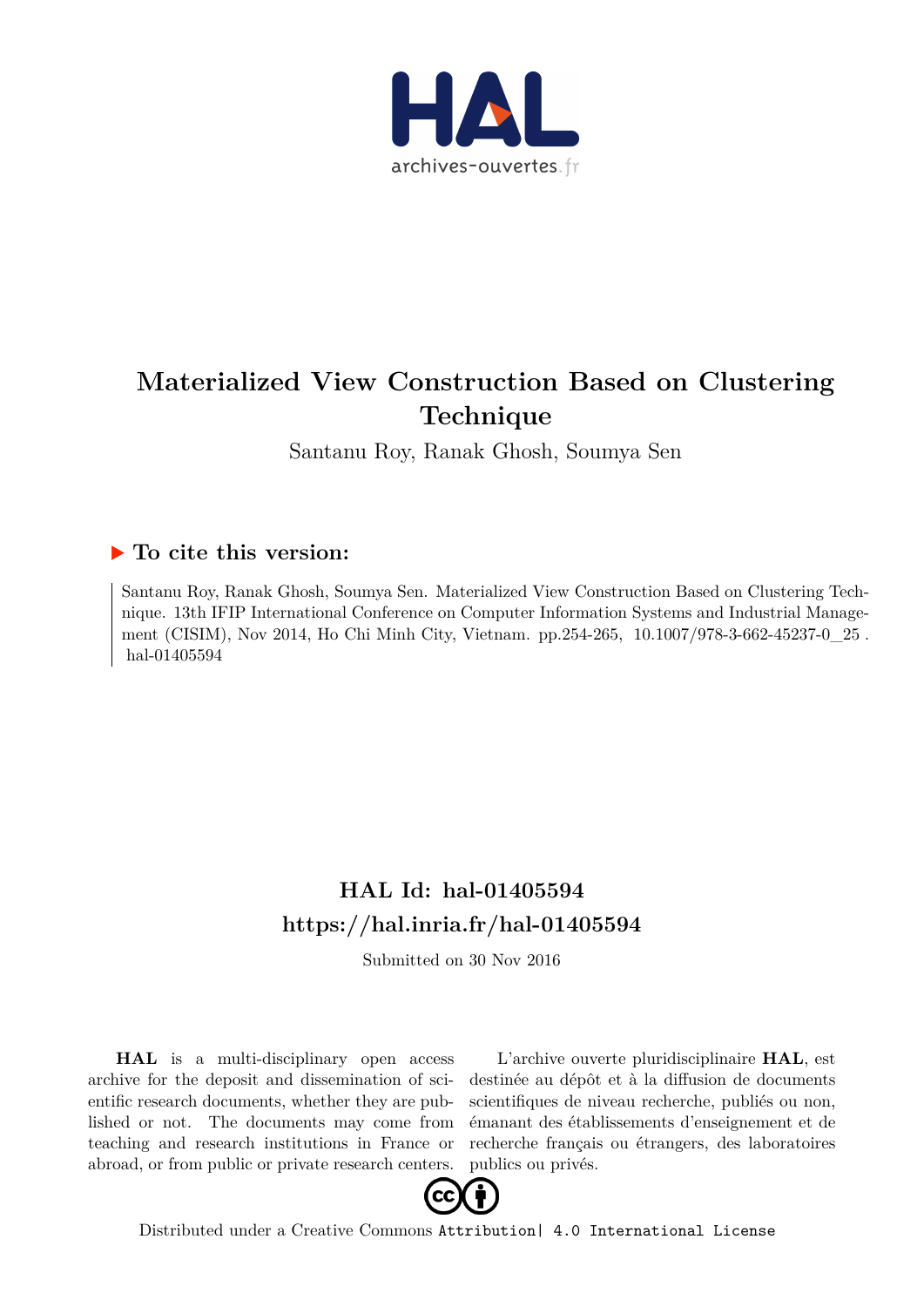# Materialized View Construction Based on Clustering Technique

Santanu Roy, Ranak Ghosh, Soumya Sen

## ▶ To cite this version:

Santanu Roy, Ranak Ghosh, Soumya Sen. Materialized View Construction Based on Clustering Technique. 13th IFIP International Conference on Computer Information Systems and Industrial Management (CISIM), Nov 2014, Ho Chi Minh City, Vietnam. pp.254-265, 10.1007/978-3-662-45237-0_25. hal-01405594

## HAL Id: hal-01405594

## https://hal.inria.fr/hal-01405594

Submitted on 30 Nov 2016

**HAL** is a multi-disciplinary open access archive for the deposit and dissemination of scientific research documents, whether they are published or not. The documents may come from teaching and research institutions in France or abroad, or from public or private research centers.

L'archive ouverte pluridisciplinaire **HAL**, est destinée au dépôt et à la diffusion de documents scientifiques de niveau recherche, publiés ou non, émanant des établissements d'enseignement et de recherche français ou étrangers, des laboratoires publics ou privés.

Distributed under a Creative Commons Attribution| 4.0 International License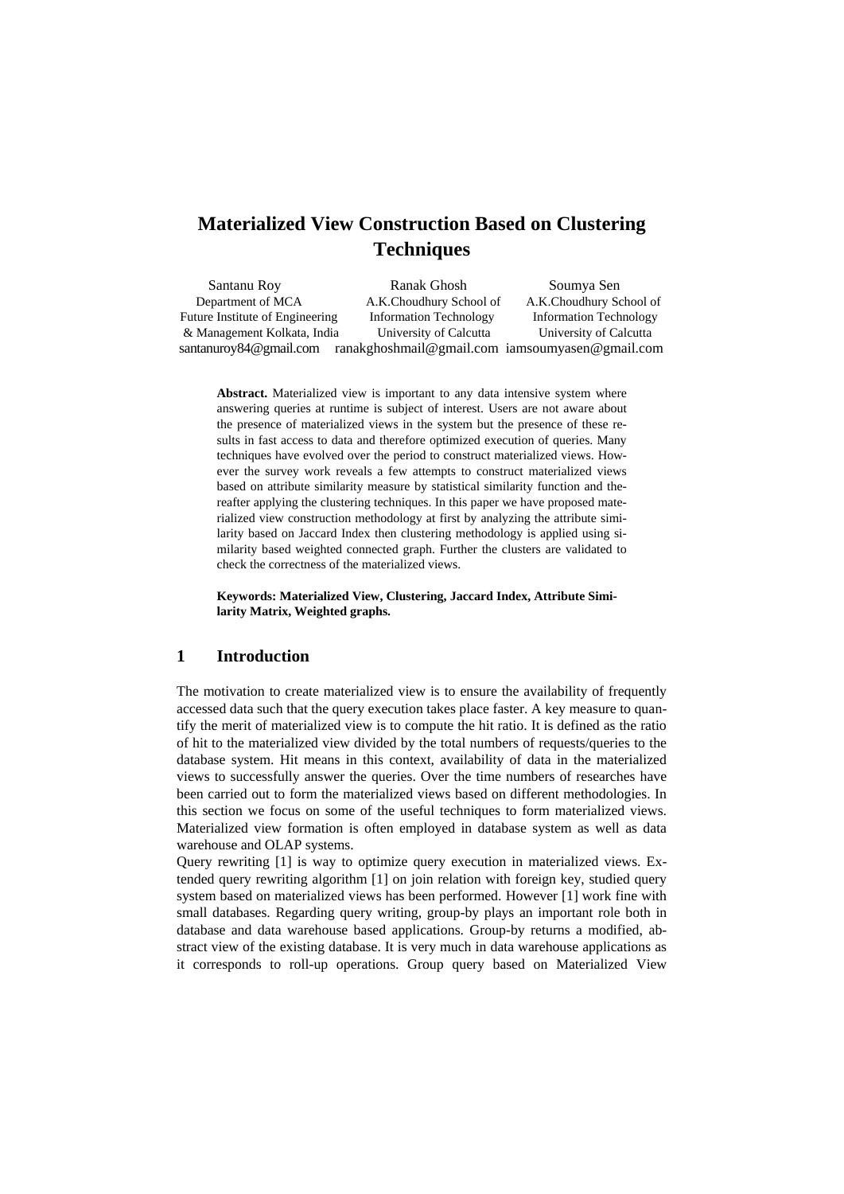# Materialized View Construction Based on Clustering Techniques

Santanu Roy
Department of MCA
Future Institute of Engineering & Management Kolkata, India
santanuroy84@gmail.com

Ranak Ghosh
A.K.Choudhury School of Information Technology
University of Calcutta
ranakghoshmail@gmail.com

Soumya Sen
A.K.Choudhury School of Information Technology
University of Calcutta
iamsoumyasen@gmail.com

**Abstract.** Materialized view is important to any data intensive system where answering queries at runtime is subject of interest. Users are not aware about the presence of materialized views in the system but the presence of these results in fast access to data and therefore optimized execution of queries. Many techniques have evolved over the period to construct materialized views. However the survey work reveals a few attempts to construct materialized views based on attribute similarity measure by statistical similarity function and thereafter applying the clustering techniques. In this paper we have proposed materialized view construction methodology at first by analyzing the attribute similarity based on Jaccard Index then clustering methodology is applied using similarity based weighted connected graph. Further the clusters are validated to check the correctness of the materialized views.

**Keywords: Materialized View, Clustering, Jaccard Index, Attribute Similarity Matrix, Weighted graphs.**

## 1 Introduction

The motivation to create materialized view is to ensure the availability of frequently accessed data such that the query execution takes place faster. A key measure to quantify the merit of materialized view is to compute the hit ratio. It is defined as the ratio of hit to the materialized view divided by the total numbers of requests/queries to the database system. Hit means in this context, availability of data in the materialized views to successfully answer the queries. Over the time numbers of researches have been carried out to form the materialized views based on different methodologies. In this section we focus on some of the useful techniques to form materialized views. Materialized view formation is often employed in database system as well as data warehouse and OLAP systems.

Query rewriting [1] is way to optimize query execution in materialized views. Extended query rewriting algorithm [1] on join relation with foreign key, studied query system based on materialized views has been performed. However [1] work fine with small databases. Regarding query writing, group-by plays an important role both in database and data warehouse based applications. Group-by returns a modified, abstract view of the existing database. It is very much in data warehouse applications as it corresponds to roll-up operations. Group query based on Materialized View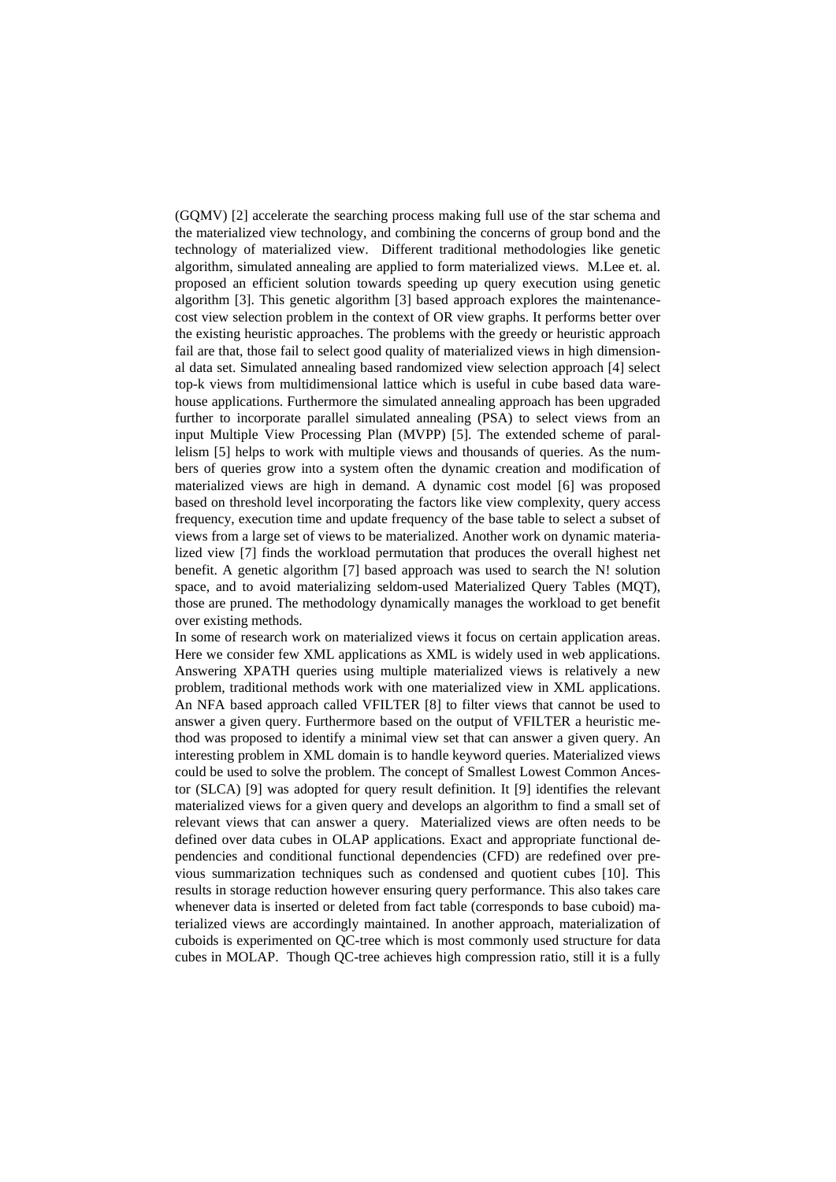(GQMV) [2] accelerate the searching process making full use of the star schema and the materialized view technology, and combining the concerns of group bond and the technology of materialized view. Different traditional methodologies like genetic algorithm, simulated annealing are applied to form materialized views. M.Lee et. al. proposed an efficient solution towards speeding up query execution using genetic algorithm [3]. This genetic algorithm [3] based approach explores the maintenance-cost view selection problem in the context of OR view graphs. It performs better over the existing heuristic approaches. The problems with the greedy or heuristic approach fail are that, those fail to select good quality of materialized views in high dimensional data set. Simulated annealing based randomized view selection approach [4] select top-k views from multidimensional lattice which is useful in cube based data warehouse applications. Furthermore the simulated annealing approach has been upgraded further to incorporate parallel simulated annealing (PSA) to select views from an input Multiple View Processing Plan (MVPP) [5]. The extended scheme of parallelism [5] helps to work with multiple views and thousands of queries. As the numbers of queries grow into a system often the dynamic creation and modification of materialized views are high in demand. A dynamic cost model [6] was proposed based on threshold level incorporating the factors like view complexity, query access frequency, execution time and update frequency of the base table to select a subset of views from a large set of views to be materialized. Another work on dynamic materialized view [7] finds the workload permutation that produces the overall highest net benefit. A genetic algorithm [7] based approach was used to search the N! solution space, and to avoid materializing seldom-used Materialized Query Tables (MQT), those are pruned. The methodology dynamically manages the workload to get benefit over existing methods.

In some of research work on materialized views it focus on certain application areas. Here we consider few XML applications as XML is widely used in web applications. Answering XPATH queries using multiple materialized views is relatively a new problem, traditional methods work with one materialized view in XML applications. An NFA based approach called VFILTER [8] to filter views that cannot be used to answer a given query. Furthermore based on the output of VFILTER a heuristic method was proposed to identify a minimal view set that can answer a given query. An interesting problem in XML domain is to handle keyword queries. Materialized views could be used to solve the problem. The concept of Smallest Lowest Common Ancestor (SLCA) [9] was adopted for query result definition. It [9] identifies the relevant materialized views for a given query and develops an algorithm to find a small set of relevant views that can answer a query. Materialized views are often needs to be defined over data cubes in OLAP applications. Exact and appropriate functional dependencies and conditional functional dependencies (CFD) are redefined over previous summarization techniques such as condensed and quotient cubes [10]. This results in storage reduction however ensuring query performance. This also takes care whenever data is inserted or deleted from fact table (corresponds to base cuboid) materialized views are accordingly maintained. In another approach, materialization of cuboids is experimented on QC-tree which is most commonly used structure for data cubes in MOLAP. Though QC-tree achieves high compression ratio, still it is a fully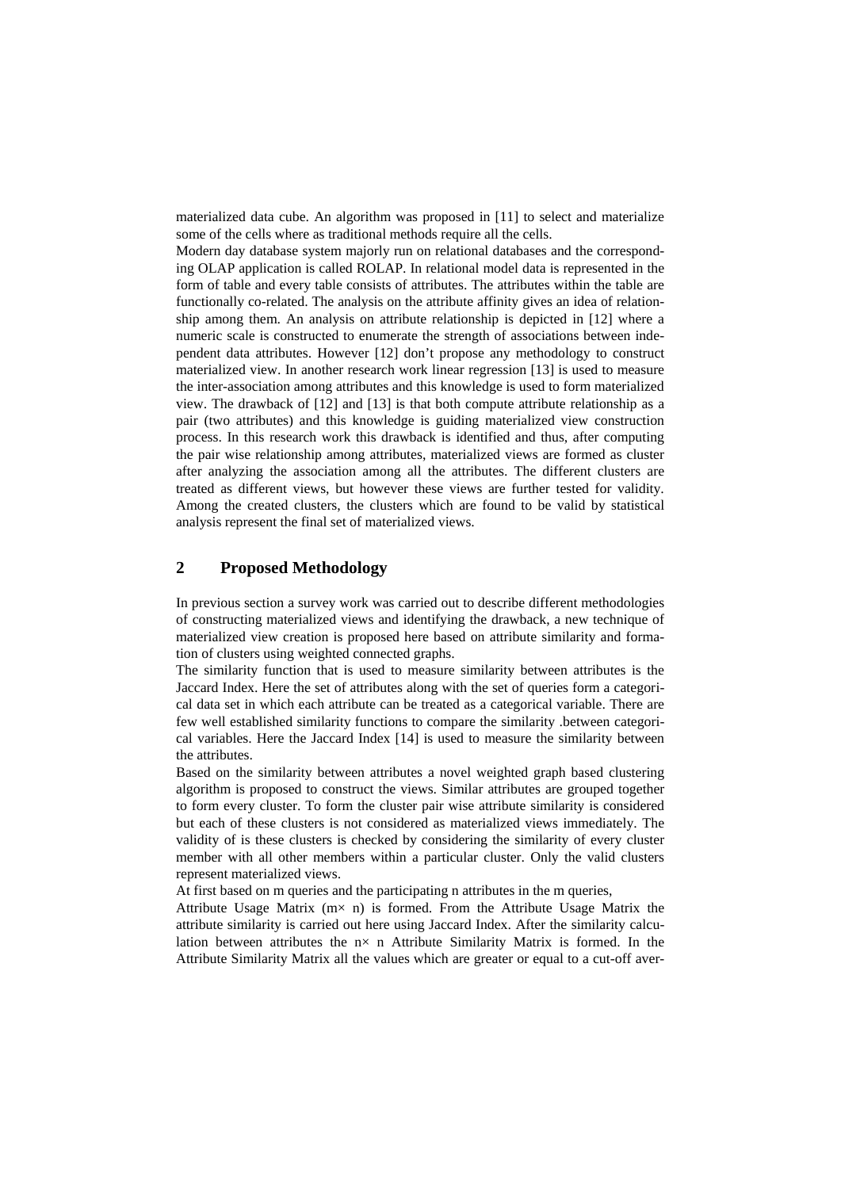materialized data cube. An algorithm was proposed in [11] to select and materialize some of the cells where as traditional methods require all the cells.

Modern day database system majorly run on relational databases and the corresponding OLAP application is called ROLAP. In relational model data is represented in the form of table and every table consists of attributes. The attributes within the table are functionally co-related. The analysis on the attribute affinity gives an idea of relationship among them. An analysis on attribute relationship is depicted in [12] where a numeric scale is constructed to enumerate the strength of associations between independent data attributes. However [12] don't propose any methodology to construct materialized view. In another research work linear regression [13] is used to measure the inter-association among attributes and this knowledge is used to form materialized view. The drawback of [12] and [13] is that both compute attribute relationship as a pair (two attributes) and this knowledge is guiding materialized view construction process. In this research work this drawback is identified and thus, after computing the pair wise relationship among attributes, materialized views are formed as cluster after analyzing the association among all the attributes. The different clusters are treated as different views, but however these views are further tested for validity. Among the created clusters, the clusters which are found to be valid by statistical analysis represent the final set of materialized views.

## 2 Proposed Methodology

In previous section a survey work was carried out to describe different methodologies of constructing materialized views and identifying the drawback, a new technique of materialized view creation is proposed here based on attribute similarity and formation of clusters using weighted connected graphs.

The similarity function that is used to measure similarity between attributes is the Jaccard Index. Here the set of attributes along with the set of queries form a categorical data set in which each attribute can be treated as a categorical variable. There are few well established similarity functions to compare the similarity .between categorical variables. Here the Jaccard Index [14] is used to measure the similarity between the attributes.

Based on the similarity between attributes a novel weighted graph based clustering algorithm is proposed to construct the views. Similar attributes are grouped together to form every cluster. To form the cluster pair wise attribute similarity is considered but each of these clusters is not considered as materialized views immediately. The validity of is these clusters is checked by considering the similarity of every cluster member with all other members within a particular cluster. Only the valid clusters represent materialized views.

At first based on m queries and the participating n attributes in the m queries,

Attribute Usage Matrix ($m \times n$) is formed. From the Attribute Usage Matrix the attribute similarity is carried out here using Jaccard Index. After the similarity calculation between attributes the $n \times n$ Attribute Similarity Matrix is formed. In the Attribute Similarity Matrix all the values which are greater or equal to a cut-off aver-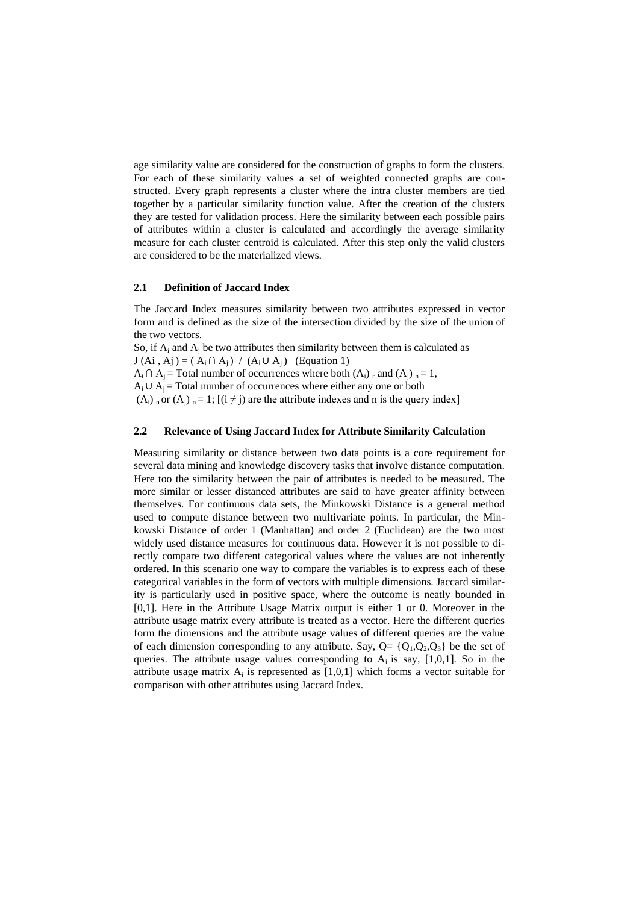age similarity value are considered for the construction of graphs to form the clusters. For each of these similarity values a set of weighted connected graphs are constructed. Every graph represents a cluster where the intra cluster members are tied together by a particular similarity function value. After the creation of the clusters they are tested for validation process. Here the similarity between each possible pairs of attributes within a cluster is calculated and accordingly the average similarity measure for each cluster centroid is calculated. After this step only the valid clusters are considered to be the materialized views.

### 2.1 Definition of Jaccard Index

The Jaccard Index measures similarity between two attributes expressed in vector form and is defined as the size of the intersection divided by the size of the union of the two vectors.

So, if $A_i$ and $A_j$ be two attributes then similarity between them is calculated as

$J(Ai , Aj ) = ( A_i \cap A_j ) \ / \ (A_i \cup A_j )$ (Equation 1)

$A_i \cap A_j$ = Total number of occurrences where both $(A_i)_n$ and $(A_j)_n = 1$,

$A_i \cup A_j$ = Total number of occurrences where either any one or both $(A_i)_n$ or $(A_j)_n = 1$; [$(i \neq j)$ are the attribute indexes and n is the query index]

### 2.2 Relevance of Using Jaccard Index for Attribute Similarity Calculation

Measuring similarity or distance between two data points is a core requirement for several data mining and knowledge discovery tasks that involve distance computation. Here too the similarity between the pair of attributes is needed to be measured. The more similar or lesser distanced attributes are said to have greater affinity between themselves. For continuous data sets, the Minkowski Distance is a general method used to compute distance between two multivariate points. In particular, the Minkowski Distance of order 1 (Manhattan) and order 2 (Euclidean) are the two most widely used distance measures for continuous data. However it is not possible to directly compare two different categorical values where the values are not inherently ordered. In this scenario one way to compare the variables is to express each of these categorical variables in the form of vectors with multiple dimensions. Jaccard similarity is particularly used in positive space, where the outcome is neatly bounded in [0,1]. Here in the Attribute Usage Matrix output is either 1 or 0. Moreover in the attribute usage matrix every attribute is treated as a vector. Here the different queries form the dimensions and the attribute usage values of different queries are the value of each dimension corresponding to any attribute. Say, $Q = \{Q_1,Q_2,Q_3\}$ be the set of queries. The attribute usage values corresponding to $A_i$ is say, [1,0,1]. So in the attribute usage matrix $A_i$ is represented as [1,0,1] which forms a vector suitable for comparison with other attributes using Jaccard Index.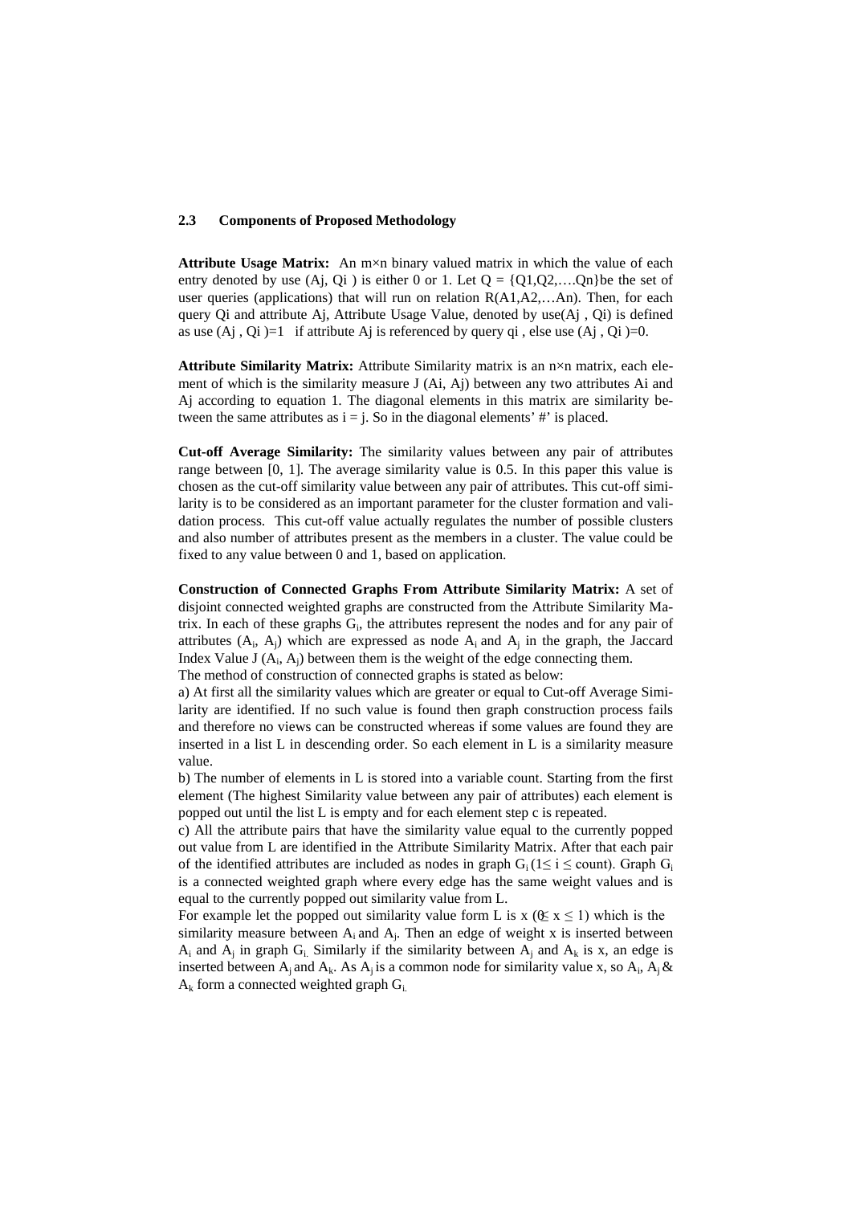### 2.3 Components of Proposed Methodology

**Attribute Usage Matrix:** An m×n binary valued matrix in which the value of each entry denoted by use (Aj, Qi ) is either 0 or 1. Let Q = {Q1,Q2,….Qn}be the set of user queries (applications) that will run on relation R(A1,A2,…An). Then, for each query Qi and attribute Aj, Attribute Usage Value, denoted by use(Aj , Qi) is defined as use (Aj , Qi )=1 if attribute Aj is referenced by query qi , else use (Aj , Qi )=0.

**Attribute Similarity Matrix:** Attribute Similarity matrix is an n×n matrix, each element of which is the similarity measure J (Ai, Aj) between any two attributes Ai and Aj according to equation 1. The diagonal elements in this matrix are similarity between the same attributes as i = j. So in the diagonal elements' #' is placed.

**Cut-off Average Similarity:** The similarity values between any pair of attributes range between [0, 1]. The average similarity value is 0.5. In this paper this value is chosen as the cut-off similarity value between any pair of attributes. This cut-off similarity is to be considered as an important parameter for the cluster formation and validation process. This cut-off value actually regulates the number of possible clusters and also number of attributes present as the members in a cluster. The value could be fixed to any value between 0 and 1, based on application.

**Construction of Connected Graphs From Attribute Similarity Matrix:** A set of disjoint connected weighted graphs are constructed from the Attribute Similarity Matrix. In each of these graphs $G_i$, the attributes represent the nodes and for any pair of attributes ($A_i$, $A_j$) which are expressed as node $A_i$ and $A_j$ in the graph, the Jaccard Index Value J ($A_i$, $A_j$) between them is the weight of the edge connecting them.
The method of construction of connected graphs is stated as below:

a) At first all the similarity values which are greater or equal to Cut-off Average Similarity are identified. If no such value is found then graph construction process fails and therefore no views can be constructed whereas if some values are found they are inserted in a list L in descending order. So each element in L is a similarity measure value.

b) The number of elements in L is stored into a variable count. Starting from the first element (The highest Similarity value between any pair of attributes) each element is popped out until the list L is empty and for each element step c is repeated.

c) All the attribute pairs that have the similarity value equal to the currently popped out value from L are identified in the Attribute Similarity Matrix. After that each pair of the identified attributes are included as nodes in graph $G_i$ ($1 \le i \le$ count). Graph $G_i$ is a connected weighted graph where every edge has the same weight values and is equal to the currently popped out similarity value from L.

For example let the popped out similarity value form L is x ($0 \le x \le 1$) which is the similarity measure between $A_i$ and $A_j$. Then an edge of weight x is inserted between $A_i$ and $A_j$ in graph $G_i$. Similarly if the similarity between $A_j$ and $A_k$ is x, an edge is inserted between $A_j$ and $A_k$. As $A_j$ is a common node for similarity value x, so $A_i$, $A_j$ & $A_k$ form a connected weighted graph $G_i$.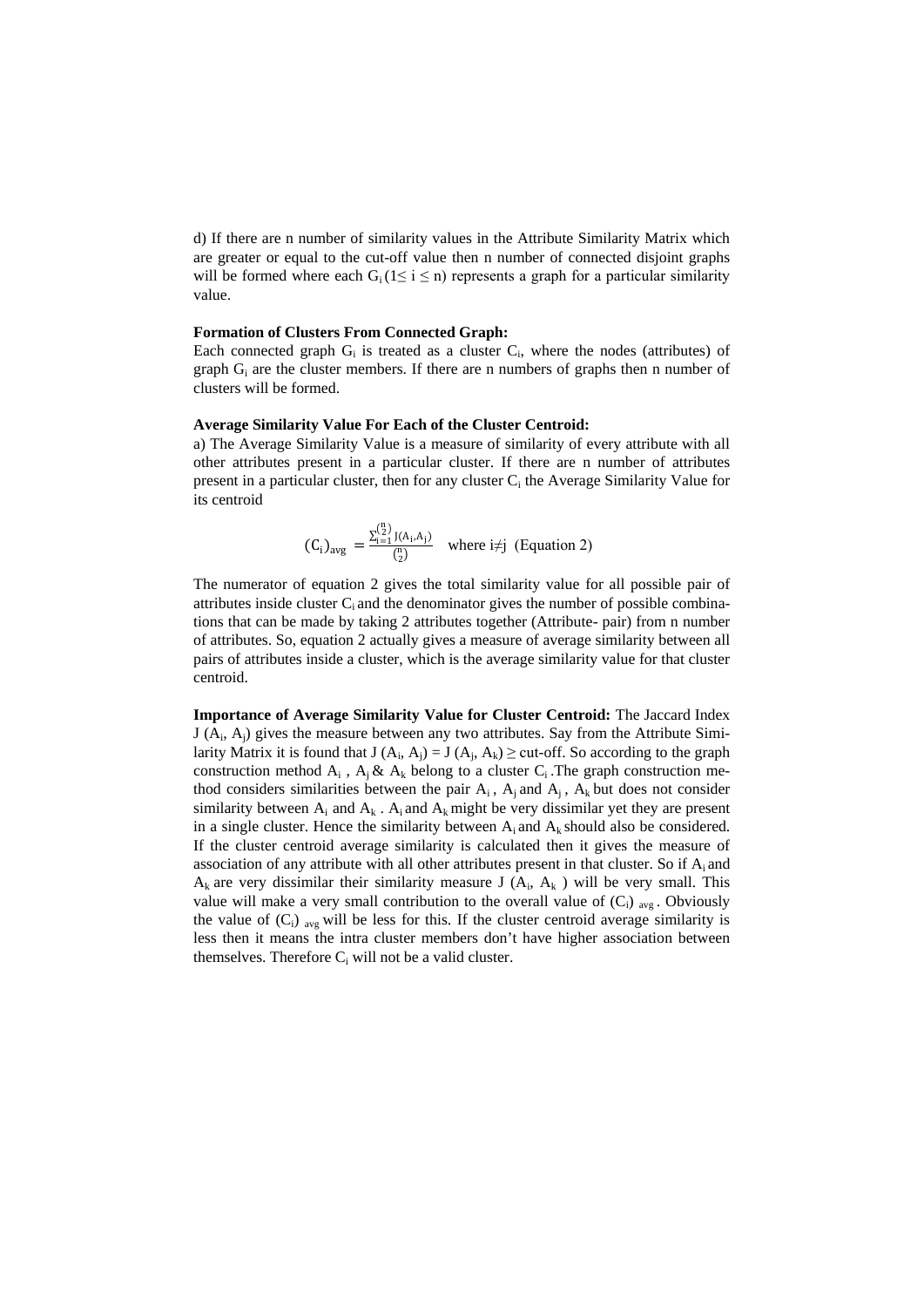d) If there are n number of similarity values in the Attribute Similarity Matrix which are greater or equal to the cut-off value then n number of connected disjoint graphs will be formed where each $G_i$ ($1 \leq i \leq n$) represents a graph for a particular similarity value.

**Formation of Clusters From Connected Graph:**

Each connected graph $G_i$ is treated as a cluster $C_i$, where the nodes (attributes) of graph $G_i$ are the cluster members. If there are n numbers of graphs then n number of clusters will be formed.

**Average Similarity Value For Each of the Cluster Centroid:**

a) The Average Similarity Value is a measure of similarity of every attribute with all other attributes present in a particular cluster. If there are n number of attributes present in a particular cluster, then for any cluster $C_i$ the Average Similarity Value for its centroid

$$(C_i)_{avg} = \frac{\sum_{i=1}^{\binom{n}{2}} J(A_i, A_j)}{\binom{n}{2}} \quad \text{where } i \neq j \quad \text{(Equation 2)}$$

The numerator of equation 2 gives the total similarity value for all possible pair of attributes inside cluster $C_i$ and the denominator gives the number of possible combinations that can be made by taking 2 attributes together (Attribute- pair) from n number of attributes. So, equation 2 actually gives a measure of average similarity between all pairs of attributes inside a cluster, which is the average similarity value for that cluster centroid.

**Importance of Average Similarity Value for Cluster Centroid:** The Jaccard Index $J(A_i, A_j)$ gives the measure between any two attributes. Say from the Attribute Similarity Matrix it is found that $J(A_i, A_j) = J(A_j, A_k) \geq$ cut-off. So according to the graph construction method $A_i$, $A_j$ & $A_k$ belong to a cluster $C_i$. The graph construction method considers similarities between the pair $A_i$, $A_j$ and $A_j$, $A_k$ but does not consider similarity between $A_i$ and $A_k$. $A_i$ and $A_k$ might be very dissimilar yet they are present in a single cluster. Hence the similarity between $A_i$ and $A_k$ should also be considered. If the cluster centroid average similarity is calculated then it gives the measure of association of any attribute with all other attributes present in that cluster. So if $A_i$ and $A_k$ are very dissimilar their similarity measure $J(A_i, A_k)$ will be very small. This value will make a very small contribution to the overall value of $(C_i)_{avg}$. Obviously the value of $(C_i)_{avg}$ will be less for this. If the cluster centroid average similarity is less then it means the intra cluster members don't have higher association between themselves. Therefore $C_i$ will not be a valid cluster.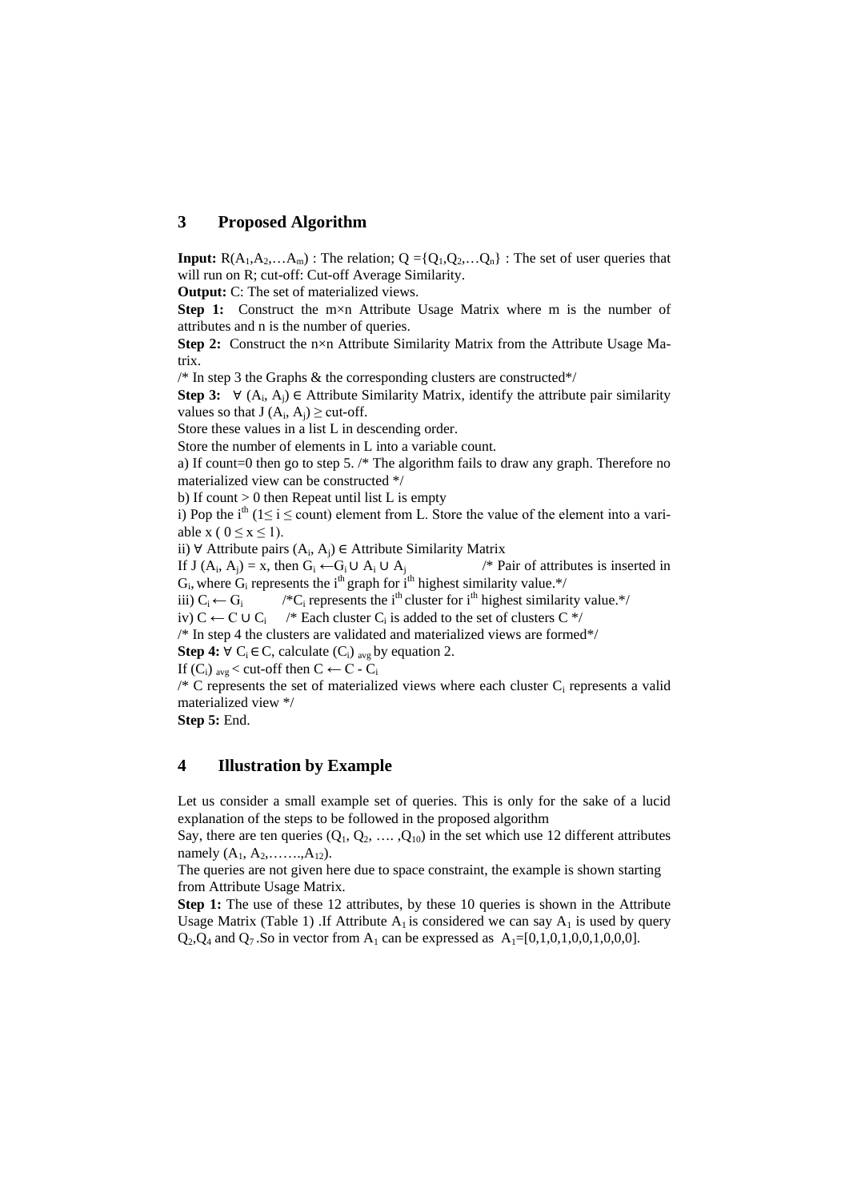## 3 Proposed Algorithm

**Input:** $R(A_1,A_2,\ldots A_m)$ : The relation; $Q = \{Q_1,Q_2,\ldots Q_n\}$ : The set of user queries that will run on R; cut-off: Cut-off Average Similarity.

**Output:** C: The set of materialized views.

**Step 1:** Construct the m×n Attribute Usage Matrix where m is the number of attributes and n is the number of queries.

**Step 2:** Construct the n×n Attribute Similarity Matrix from the Attribute Usage Matrix.

/* In step 3 the Graphs & the corresponding clusters are constructed*/

**Step 3:** $\forall$ $(A_i, A_j) \in$ Attribute Similarity Matrix, identify the attribute pair similarity values so that $J(A_i, A_j) \geq$ cut-off.

Store these values in a list L in descending order.

Store the number of elements in L into a variable count.

a) If count=0 then go to step 5. /* The algorithm fails to draw any graph. Therefore no materialized view can be constructed */

b) If count > 0 then Repeat until list L is empty

i) Pop the $i^{th}$ ($1 \leq i \leq$ count) element from L. Store the value of the element into a variable x ( $0 \leq x \leq 1$).

ii) $\forall$ Attribute pairs $(A_i, A_j) \in$ Attribute Similarity Matrix

If $J(A_i, A_j) = x$, then $G_i \leftarrow G_i \cup A_i \cup A_j$ /* Pair of attributes is inserted in $G_i$, where $G_i$ represents the $i^{th}$ graph for $i^{th}$ highest similarity value.*/

iii) $C_i \leftarrow G_i$ /*$C_i$ represents the $i^{th}$ cluster for $i^{th}$ highest similarity value.*/

iv) $C \leftarrow C \cup C_i$ /* Each cluster $C_i$ is added to the set of clusters C */

/* In step 4 the clusters are validated and materialized views are formed*/

**Step 4:** $\forall$ $C_i \in C$, calculate $(C_i)_{avg}$ by equation 2.

If $(C_i)_{avg} <$ cut-off then $C \leftarrow C - C_i$

/* C represents the set of materialized views where each cluster $C_i$ represents a valid materialized view */

**Step 5:** End.

## 4 Illustration by Example

Let us consider a small example set of queries. This is only for the sake of a lucid explanation of the steps to be followed in the proposed algorithm

Say, there are ten queries ($Q_1$, $Q_2$, …. ,$Q_{10}$) in the set which use 12 different attributes namely ($A_1$, $A_2$,…….,$A_{12}$).

The queries are not given here due to space constraint, the example is shown starting from Attribute Usage Matrix.

**Step 1:** The use of these 12 attributes, by these 10 queries is shown in the Attribute Usage Matrix (Table 1) .If Attribute $A_1$ is considered we can say $A_1$ is used by query $Q_2$,$Q_4$ and $Q_7$ .So in vector from $A_1$ can be expressed as $A_1=[0,1,0,1,0,0,1,0,0,0]$.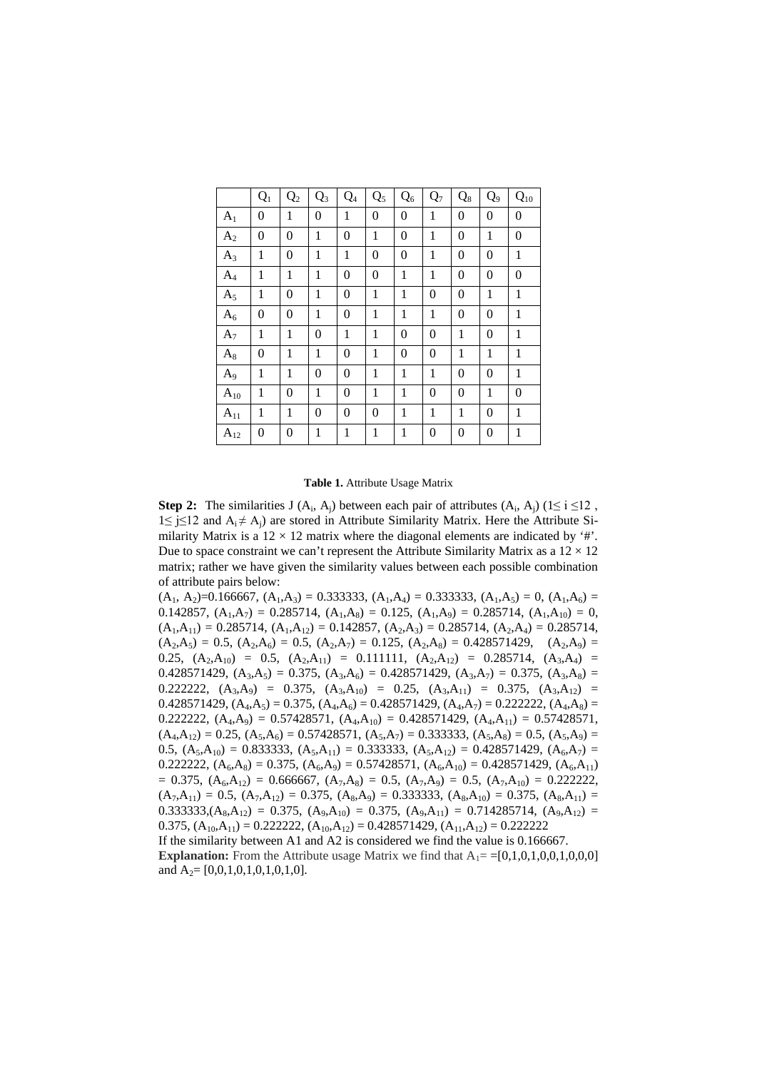|  | $Q_1$ | $Q_2$ | $Q_3$ | $Q_4$ | $Q_5$ | $Q_6$ | $Q_7$ | $Q_8$ | $Q_9$ | $Q_{10}$ |
|---|---|---|---|---|---|---|---|---|---|---|
| $A_1$ | 0 | 1 | 0 | 1 | 0 | 0 | 1 | 0 | 0 | 0 |
| $A_2$ | 0 | 0 | 1 | 0 | 1 | 0 | 1 | 0 | 1 | 0 |
| $A_3$ | 1 | 0 | 1 | 1 | 0 | 0 | 1 | 0 | 0 | 1 |
| $A_4$ | 1 | 1 | 1 | 0 | 0 | 1 | 1 | 0 | 0 | 0 |
| $A_5$ | 1 | 0 | 1 | 0 | 1 | 1 | 0 | 0 | 1 | 1 |
| $A_6$ | 0 | 0 | 1 | 0 | 1 | 1 | 1 | 0 | 0 | 1 |
| $A_7$ | 1 | 1 | 0 | 1 | 1 | 0 | 0 | 1 | 0 | 1 |
| $A_8$ | 0 | 1 | 1 | 0 | 1 | 0 | 0 | 1 | 1 | 1 |
| $A_9$ | 1 | 1 | 0 | 0 | 1 | 1 | 1 | 0 | 0 | 1 |
| $A_{10}$ | 1 | 0 | 1 | 0 | 1 | 1 | 0 | 0 | 1 | 0 |
| $A_{11}$ | 1 | 1 | 0 | 0 | 0 | 1 | 1 | 1 | 0 | 1 |
| $A_{12}$ | 0 | 0 | 1 | 1 | 1 | 1 | 0 | 0 | 0 | 1 |

**Table 1.** Attribute Usage Matrix

**Step 2:** The similarities J ($A_i$, $A_j$) between each pair of attributes ($A_i$, $A_j$) ($1\leq i \leq 12$ , $1\leq j\leq 12$ and $A_i \neq A_j$) are stored in Attribute Similarity Matrix. Here the Attribute Similarity Matrix is a $12 \times 12$ matrix where the diagonal elements are indicated by '#'. Due to space constraint we can't represent the Attribute Similarity Matrix as a $12 \times 12$ matrix; rather we have given the similarity values between each possible combination of attribute pairs below:

($A_1$, $A_2$)=0.166667, ($A_1$,$A_3$) = 0.333333, ($A_1$,$A_4$) = 0.333333, ($A_1$,$A_5$) = 0, ($A_1$,$A_6$) = 0.142857, ($A_1$,$A_7$) = 0.285714, ($A_1$,$A_8$) = 0.125, ($A_1$,$A_9$) = 0.285714, ($A_1$,$A_{10}$) = 0, ($A_1$,$A_{11}$) = 0.285714, ($A_1$,$A_{12}$) = 0.142857, ($A_2$,$A_3$) = 0.285714, ($A_2$,$A_4$) = 0.285714, ($A_2$,$A_5$) = 0.5, ($A_2$,$A_6$) = 0.5, ($A_2$,$A_7$) = 0.125, ($A_2$,$A_8$) = 0.428571429, ($A_2$,$A_9$) = 0.25, ($A_2$,$A_{10}$) = 0.5, ($A_2$,$A_{11}$) = 0.111111, ($A_2$,$A_{12}$) = 0.285714, ($A_3$,$A_4$) = 0.428571429, ($A_3$,$A_5$) = 0.375, ($A_3$,$A_6$) = 0.428571429, ($A_3$,$A_7$) = 0.375, ($A_3$,$A_8$) = 0.222222, ($A_3$,$A_9$) = 0.375, ($A_3$,$A_{10}$) = 0.25, ($A_3$,$A_{11}$) = 0.375, ($A_3$,$A_{12}$) = 0.428571429, ($A_4$,$A_5$) = 0.375, ($A_4$,$A_6$) = 0.428571429, ($A_4$,$A_7$) = 0.222222, ($A_4$,$A_8$) = 0.222222, ($A_4$,$A_9$) = 0.57428571, ($A_4$,$A_{10}$) = 0.428571429, ($A_4$,$A_{11}$) = 0.57428571, ($A_4$,$A_{12}$) = 0.25, ($A_5$,$A_6$) = 0.57428571, ($A_5$,$A_7$) = 0.333333, ($A_5$,$A_8$) = 0.5, ($A_5$,$A_9$) = 0.5, ($A_5$,$A_{10}$) = 0.833333, ($A_5$,$A_{11}$) = 0.333333, ($A_5$,$A_{12}$) = 0.428571429, ($A_6$,$A_7$) = 0.222222, ($A_6$,$A_8$) = 0.375, ($A_6$,$A_9$) = 0.57428571, ($A_6$,$A_{10}$) = 0.428571429, ($A_6$,$A_{11}$) = 0.375, ($A_6$,$A_{12}$) = 0.666667, ($A_7$,$A_8$) = 0.5, ($A_7$,$A_9$) = 0.5, ($A_7$,$A_{10}$) = 0.222222, ($A_7$,$A_{11}$) = 0.5, ($A_7$,$A_{12}$) = 0.375, ($A_8$,$A_9$) = 0.333333, ($A_8$,$A_{10}$) = 0.375, ($A_8$,$A_{11}$) = 0.333333,($A_8$,$A_{12}$) = 0.375, ($A_9$,$A_{10}$) = 0.375, ($A_9$,$A_{11}$) = 0.714285714, ($A_9$,$A_{12}$) = 0.375, ($A_{10}$,$A_{11}$) = 0.222222, ($A_{10}$,$A_{12}$) = 0.428571429, ($A_{11}$,$A_{12}$) = 0.222222

If the similarity between A1 and A2 is considered we find the value is 0.166667.

**Explanation:** From the Attribute usage Matrix we find that $A_1$= =[0,1,0,1,0,0,1,0,0,0] and $A_2$= [0,0,1,0,1,0,1,0,1,0].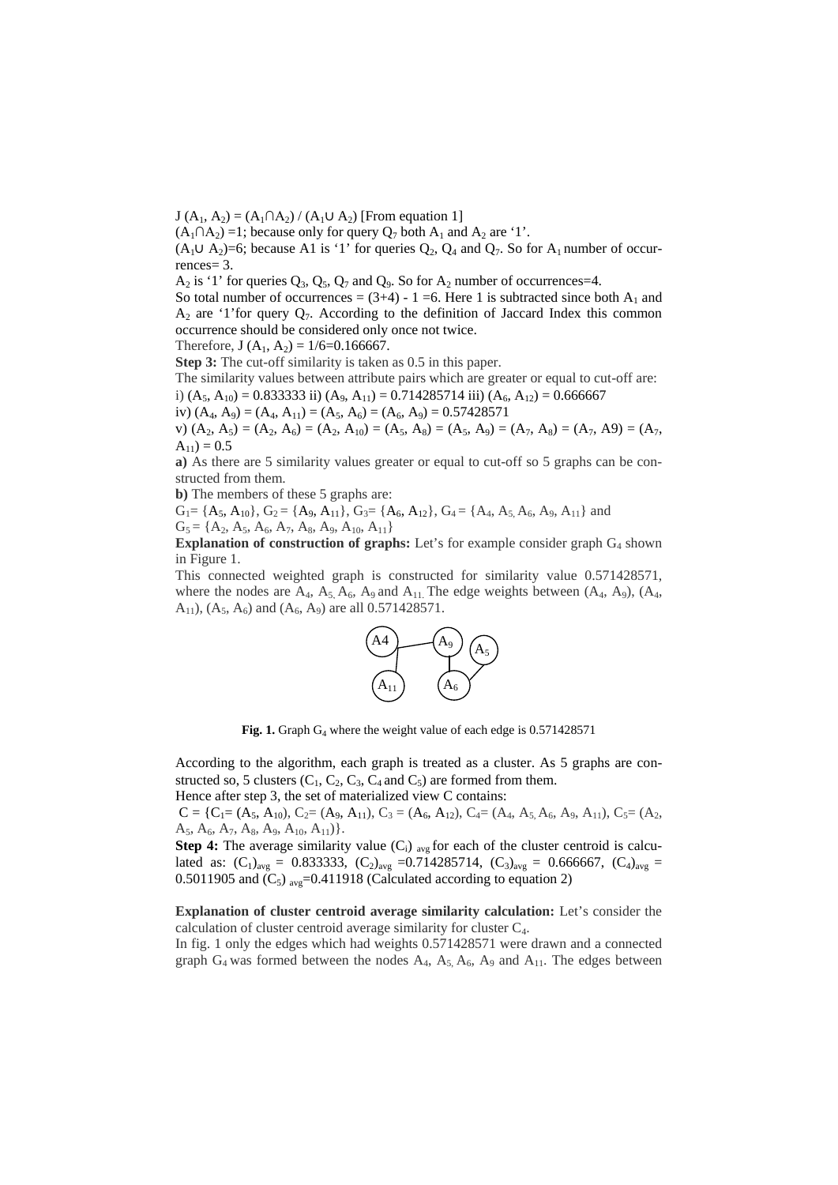$J(A_1, A_2) = (A_1 \cap A_2) / (A_1 \cup A_2)$ [From equation 1]

$(A_1 \cap A_2) = 1$; because only for query $Q_7$ both $A_1$ and $A_2$ are '1'.

$(A_1 \cup A_2) = 6$; because A1 is '1' for queries $Q_2$, $Q_4$ and $Q_7$. So for $A_1$ number of occurrences= 3.

$A_2$ is '1' for queries $Q_3$, $Q_5$, $Q_7$ and $Q_9$. So for $A_2$ number of occurrences=4.

So total number of occurrences = (3+4) - 1 =6. Here 1 is subtracted since both $A_1$ and $A_2$ are '1'for query $Q_7$. According to the definition of Jaccard Index this common occurrence should be considered only once not twice.

Therefore, $J(A_1, A_2) = 1/6 = 0.166667$.

**Step 3:** The cut-off similarity is taken as 0.5 in this paper.

The similarity values between attribute pairs which are greater or equal to cut-off are:

i) $(A_5, A_{10}) = 0.833333$ ii) $(A_9, A_{11}) = 0.714285714$ iii) $(A_6, A_{12}) = 0.666667$

iv) $(A_4, A_9) = (A_4, A_{11}) = (A_5, A_6) = (A_6, A_9) = 0.57428571$

v) $(A_2, A_5) = (A_2, A_6) = (A_2, A_{10}) = (A_5, A_8) = (A_5, A_9) = (A_7, A_8) = (A_7, A9) = (A_7, A_{11}) = 0.5$

**a)** As there are 5 similarity values greater or equal to cut-off so 5 graphs can be constructed from them.

**b)** The members of these 5 graphs are:

$G_1 = \{A_5, A_{10}\}$, $G_2 = \{A_9, A_{11}\}$, $G_3 = \{A_6, A_{12}\}$, $G_4 = \{A_4, A_5, A_6, A_9, A_{11}\}$ and $G_5 = \{A_2, A_5, A_6, A_7, A_8, A_9, A_{10}, A_{11}\}$

**Explanation of construction of graphs:** Let's for example consider graph $G_4$ shown in Figure 1.

This connected weighted graph is constructed for similarity value 0.571428571, where the nodes are $A_4$, $A_5$, $A_6$, $A_9$ and $A_{11}$. The edge weights between $(A_4, A_9)$, $(A_4, A_{11})$, $(A_5, A_6)$ and $(A_6, A_9)$ are all 0.571428571.

**Fig. 1.** Graph $G_4$ where the weight value of each edge is 0.571428571

According to the algorithm, each graph is treated as a cluster. As 5 graphs are constructed so, 5 clusters ($C_1$, $C_2$, $C_3$, $C_4$ and $C_5$) are formed from them.

Hence after step 3, the set of materialized view C contains:

$C = \{C_1 = (A_5, A_{10}), C_2 = (A_9, A_{11}), C_3 = (A_6, A_{12}), C_4 = (A_4, A_5, A_6, A_9, A_{11}), C_5 = (A_2, A_5, A_6, A_7, A_8, A_9, A_{10}, A_{11})\}$.

**Step 4:** The average similarity value $(C_i)_{avg}$ for each of the cluster centroid is calculated as: $(C_1)_{avg} = 0.833333$, $(C_2)_{avg} = 0.714285714$, $(C_3)_{avg} = 0.666667$, $(C_4)_{avg} = 0.5011905$ and $(C_5)_{avg} = 0.411918$ (Calculated according to equation 2)

**Explanation of cluster centroid average similarity calculation:** Let's consider the calculation of cluster centroid average similarity for cluster $C_4$.

In fig. 1 only the edges which had weights 0.571428571 were drawn and a connected graph $G_4$ was formed between the nodes $A_4$, $A_5$, $A_6$, $A_9$ and $A_{11}$. The edges between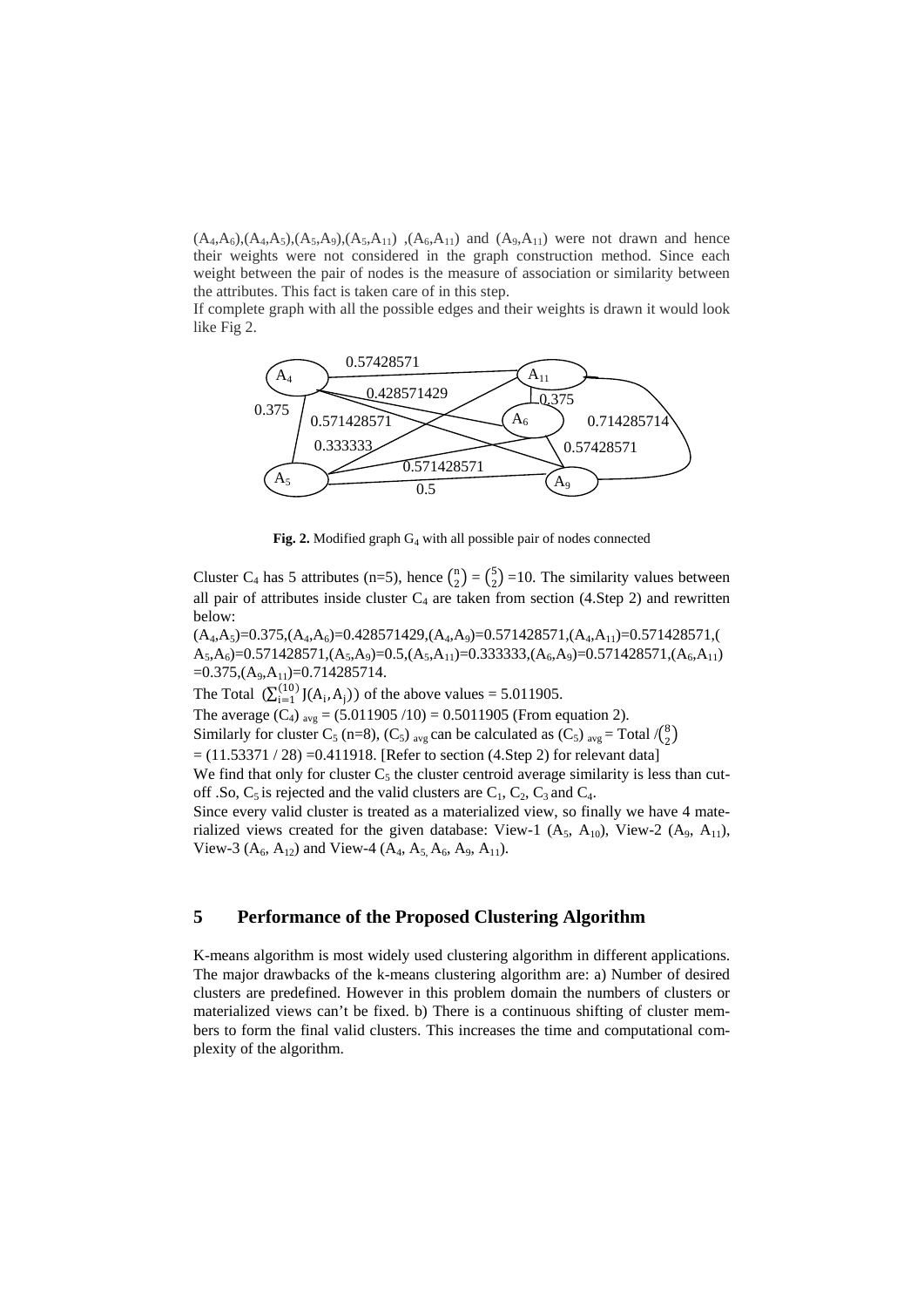$(A_4,A_6)$,$(A_4,A_5)$,$(A_5,A_9)$,$(A_5,A_{11})$ ,$(A_6,A_{11})$ and $(A_9,A_{11})$ were not drawn and hence their weights were not considered in the graph construction method. Since each weight between the pair of nodes is the measure of association or similarity between the attributes. This fact is taken care of in this step.

If complete graph with all the possible edges and their weights is drawn it would look like Fig 2.

**Fig. 2.** Modified graph $G_4$ with all possible pair of nodes connected

Cluster $C_4$ has 5 attributes (n=5), hence $\binom{n}{2} = \binom{5}{2}$ =10. The similarity values between all pair of attributes inside cluster $C_4$ are taken from section (4.Step 2) and rewritten below:

$(A_4,A_5)$=0.375,$(A_4,A_6)$=0.428571429,$(A_4,A_9)$=0.571428571,$(A_4,A_{11})$=0.571428571,$(A_5,A_6)$=0.571428571,$(A_5,A_9)$=0.5,$(A_5,A_{11})$=0.333333,$(A_6,A_9)$=0.571428571,$(A_6,A_{11})$ =0.375,$(A_9,A_{11})$=0.714285714.

The Total $(\sum_{i=1}^{(10)} J(A_i, A_j))$ of the above values = 5.011905.

The average $(C_4)_{avg}$ = (5.011905 /10) = 0.5011905 (From equation 2).

Similarly for cluster $C_5$ (n=8), $(C_5)_{avg}$ can be calculated as $(C_5)_{avg}$ = Total $/\binom{8}{2}$ = (11.53371 / 28) =0.411918. [Refer to section (4.Step 2) for relevant data]

We find that only for cluster $C_5$ the cluster centroid average similarity is less than cut-off .So, $C_5$ is rejected and the valid clusters are $C_1$, $C_2$, $C_3$ and $C_4$.

Since every valid cluster is treated as a materialized view, so finally we have 4 materialized views created for the given database: View-1 ($A_5$, $A_{10}$), View-2 ($A_9$, $A_{11}$), View-3 ($A_6$, $A_{12}$) and View-4 ($A_4$, $A_5$, $A_6$, $A_9$, $A_{11}$).

## 5 Performance of the Proposed Clustering Algorithm

K-means algorithm is most widely used clustering algorithm in different applications. The major drawbacks of the k-means clustering algorithm are: a) Number of desired clusters are predefined. However in this problem domain the numbers of clusters or materialized views can't be fixed. b) There is a continuous shifting of cluster members to form the final valid clusters. This increases the time and computational complexity of the algorithm.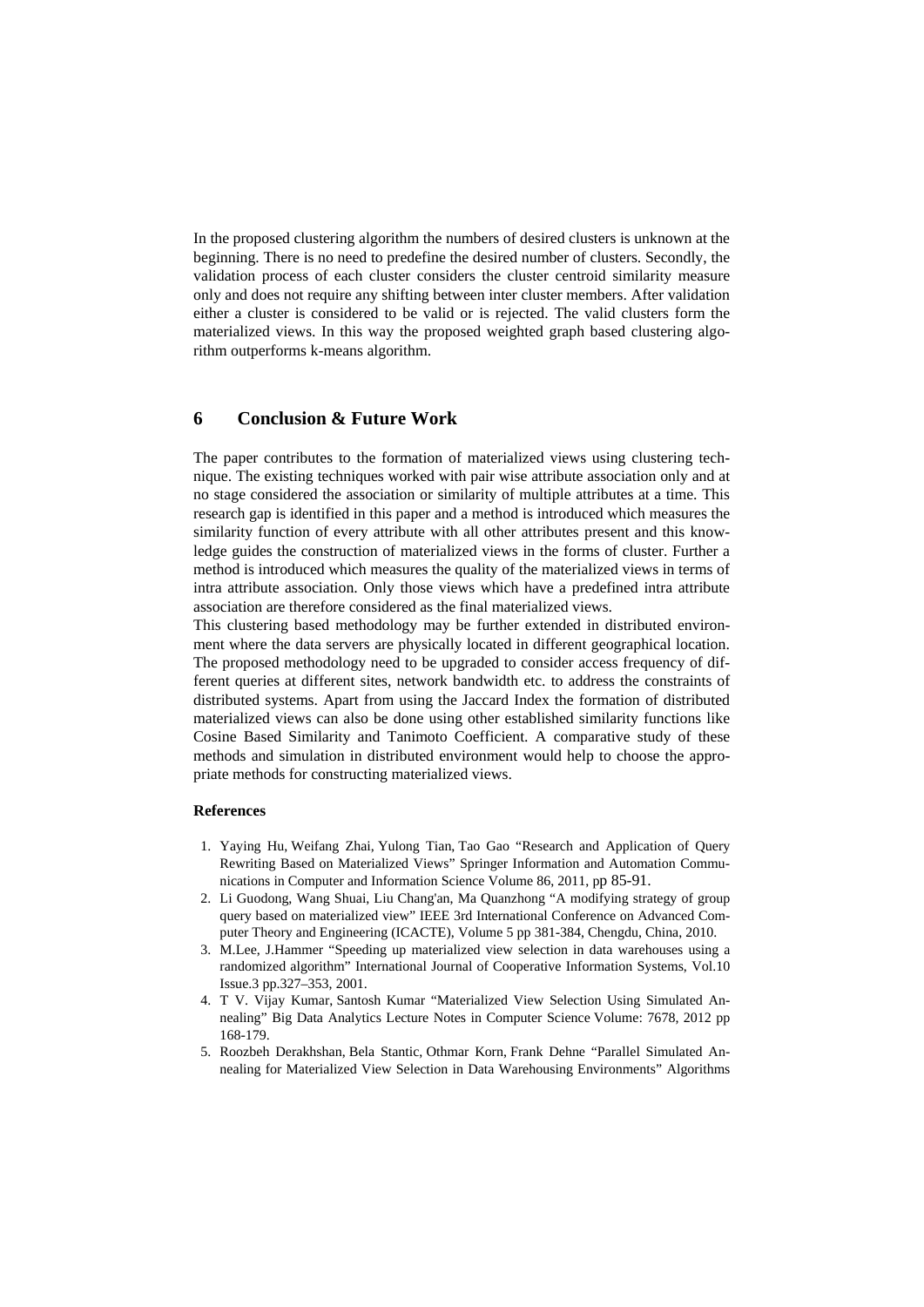In the proposed clustering algorithm the numbers of desired clusters is unknown at the beginning. There is no need to predefine the desired number of clusters. Secondly, the validation process of each cluster considers the cluster centroid similarity measure only and does not require any shifting between inter cluster members. After validation either a cluster is considered to be valid or is rejected. The valid clusters form the materialized views. In this way the proposed weighted graph based clustering algorithm outperforms k-means algorithm.

## 6 Conclusion & Future Work

The paper contributes to the formation of materialized views using clustering technique. The existing techniques worked with pair wise attribute association only and at no stage considered the association or similarity of multiple attributes at a time. This research gap is identified in this paper and a method is introduced which measures the similarity function of every attribute with all other attributes present and this knowledge guides the construction of materialized views in the forms of cluster. Further a method is introduced which measures the quality of the materialized views in terms of intra attribute association. Only those views which have a predefined intra attribute association are therefore considered as the final materialized views.

This clustering based methodology may be further extended in distributed environment where the data servers are physically located in different geographical location. The proposed methodology need to be upgraded to consider access frequency of different queries at different sites, network bandwidth etc. to address the constraints of distributed systems. Apart from using the Jaccard Index the formation of distributed materialized views can also be done using other established similarity functions like Cosine Based Similarity and Tanimoto Coefficient. A comparative study of these methods and simulation in distributed environment would help to choose the appropriate methods for constructing materialized views.

### References

1. Yaying Hu, Weifang Zhai, Yulong Tian, Tao Gao "Research and Application of Query Rewriting Based on Materialized Views" Springer Information and Automation Communications in Computer and Information Science Volume 86, 2011, pp 85-91.
2. Li Guodong, Wang Shuai, Liu Chang'an, Ma Quanzhong "A modifying strategy of group query based on materialized view" IEEE 3rd International Conference on Advanced Computer Theory and Engineering (ICACTE), Volume 5 pp 381-384, Chengdu, China, 2010.
3. M.Lee, J.Hammer "Speeding up materialized view selection in data warehouses using a randomized algorithm" International Journal of Cooperative Information Systems, Vol.10 Issue.3 pp.327–353, 2001.
4. T V. Vijay Kumar, Santosh Kumar "Materialized View Selection Using Simulated Annealing" Big Data Analytics Lecture Notes in Computer Science Volume: 7678, 2012 pp 168-179.
5. Roozbeh Derakhshan, Bela Stantic, Othmar Korn, Frank Dehne "Parallel Simulated Annealing for Materialized View Selection in Data Warehousing Environments" Algorithms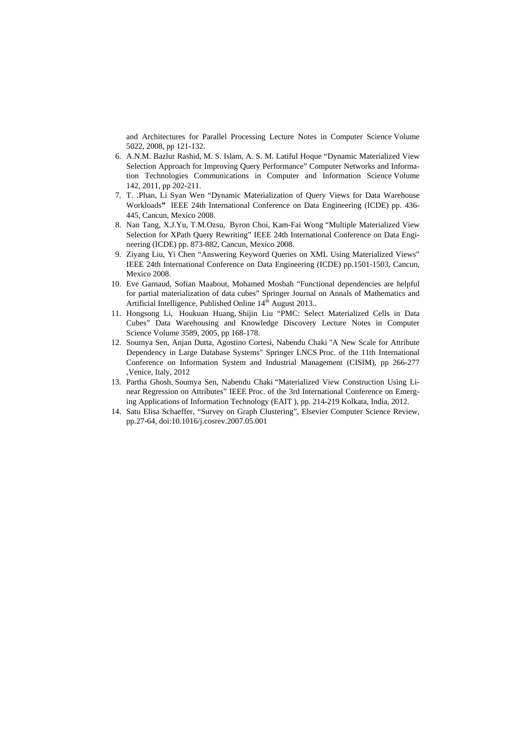and Architectures for Parallel Processing Lecture Notes in Computer Science Volume 5022, 2008, pp 121-132.

6. A.N.M. Bazlur Rashid, M. S. Islam, A. S. M. Latiful Hoque "Dynamic Materialized View Selection Approach for Improving Query Performance" Computer Networks and Information Technologies Communications in Computer and Information Science Volume 142, 2011, pp 202-211.
7. T. .Phan, Li Syan Wen "Dynamic Materialization of Query Views for Data Warehouse Workloads**"** IEEE 24th International Conference on Data Engineering (ICDE) pp. 436-445, Cancun, Mexico 2008.
8. Nan Tang, X.J.Yu, T.M.Ozsu, Byron Choi, Kam-Fai Wong "Multiple Materialized View Selection for XPath Query Rewriting" IEEE 24th International Conference on Data Engineering (ICDE) pp. 873-882, Cancun, Mexico 2008.
9. Ziyang Liu, Yi Chen "Answering Keyword Queries on XML Using Materialized Views" IEEE 24th International Conference on Data Engineering (ICDE) pp.1501-1503, Cancun, Mexico 2008.
10. Eve Garnaud, Sofian Maabout, Mohamed Mosbah "Functional dependencies are helpful for partial materialization of data cubes" Springer Journal on Annals of Mathematics and Artificial Intelligence, Published Online 14th August 2013..
11. Hongsong Li, Houkuan Huang, Shijin Liu "PMC: Select Materialized Cells in Data Cubes" Data Warehousing and Knowledge Discovery Lecture Notes in Computer Science Volume 3589, 2005, pp 168-178.
12. Soumya Sen, Anjan Dutta, Agostino Cortesi, Nabendu Chaki "A New Scale for Attribute Dependency in Large Database Systems" Springer LNCS Proc. of the 11th International Conference on Information System and Industrial Management (CISIM), pp 266-277 ,Venice, Italy, 2012
13. Partha Ghosh, Soumya Sen, Nabendu Chaki "Materialized View Construction Using Linear Regression on Attributes" IEEE Proc. of the 3rd International Conference on Emerging Applications of Information Technology (EAIT ), pp. 214-219 Kolkata, India, 2012.
14. Satu Elisa Schaeffer, "Survey on Graph Clustering", Elsevier Computer Science Review, pp.27-64, doi:10.1016/j.cosrev.2007.05.001